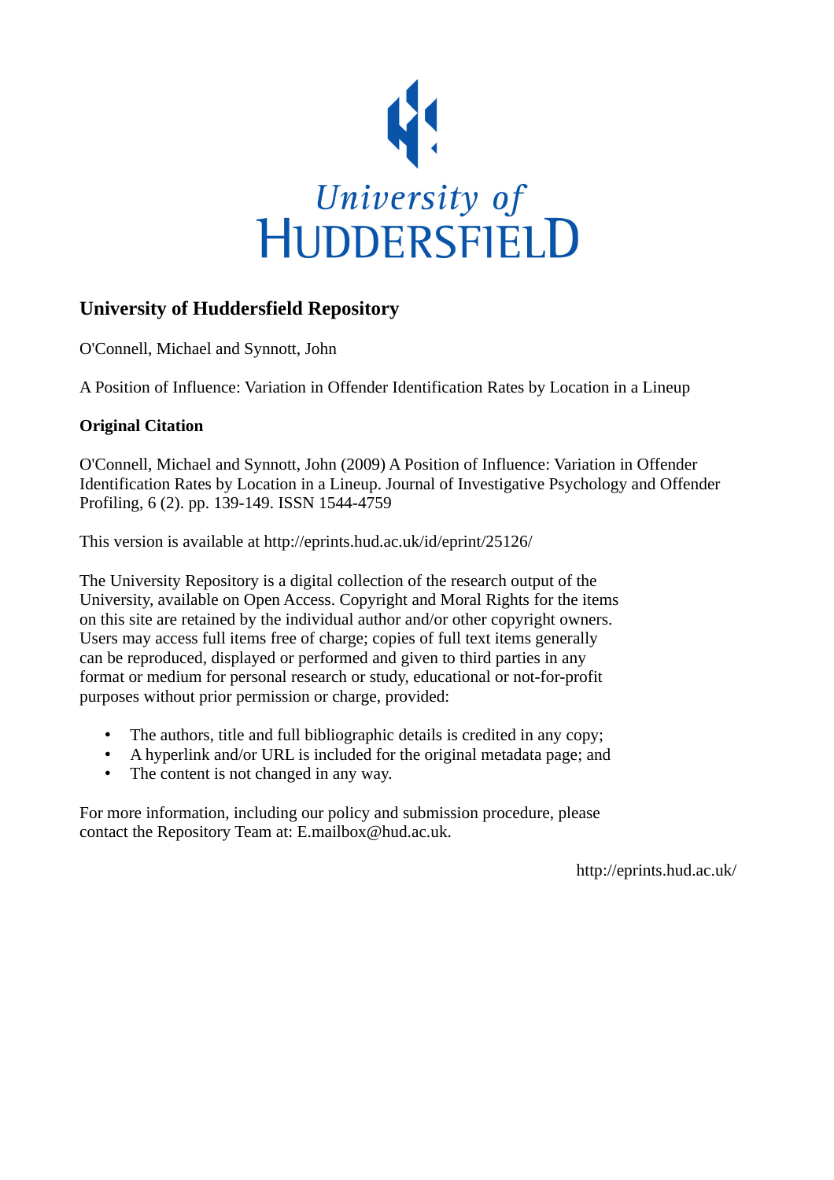University of
HUDDERSFIELD

## University of Huddersfield Repository

O'Connell, Michael and Synnott, John

A Position of Influence: Variation in Offender Identification Rates by Location in a Lineup

### Original Citation

O'Connell, Michael and Synnott, John (2009) A Position of Influence: Variation in Offender Identification Rates by Location in a Lineup. Journal of Investigative Psychology and Offender Profiling, 6 (2). pp. 139-149. ISSN 1544-4759

This version is available at http://eprints.hud.ac.uk/id/eprint/25126/

The University Repository is a digital collection of the research output of the University, available on Open Access. Copyright and Moral Rights for the items on this site are retained by the individual author and/or other copyright owners. Users may access full items free of charge; copies of full text items generally can be reproduced, displayed or performed and given to third parties in any format or medium for personal research or study, educational or not-for-profit purposes without prior permission or charge, provided:

- The authors, title and full bibliographic details is credited in any copy;
- A hyperlink and/or URL is included for the original metadata page; and
- The content is not changed in any way.

For more information, including our policy and submission procedure, please contact the Repository Team at: E.mailbox@hud.ac.uk.

http://eprints.hud.ac.uk/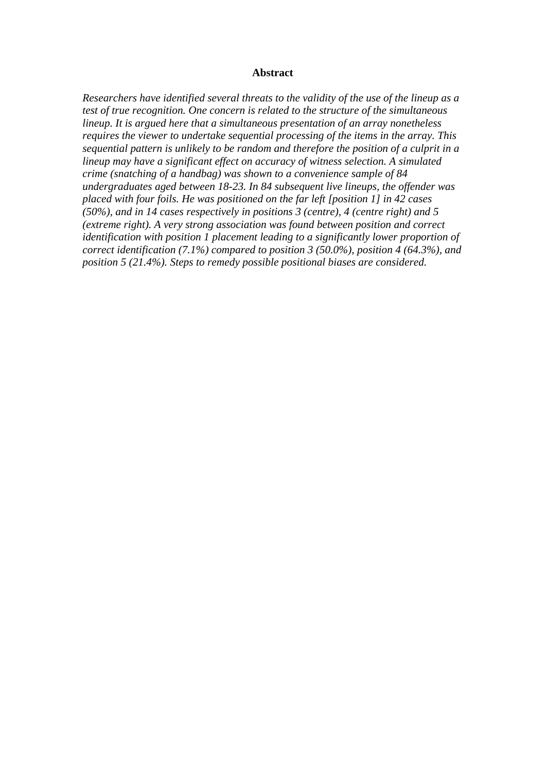# Abstract

*Researchers have identified several threats to the validity of the use of the lineup as a test of true recognition. One concern is related to the structure of the simultaneous lineup. It is argued here that a simultaneous presentation of an array nonetheless requires the viewer to undertake sequential processing of the items in the array. This sequential pattern is unlikely to be random and therefore the position of a culprit in a lineup may have a significant effect on accuracy of witness selection. A simulated crime (snatching of a handbag) was shown to a convenience sample of 84 undergraduates aged between 18-23. In 84 subsequent live lineups, the offender was placed with four foils. He was positioned on the far left [position 1] in 42 cases (50%), and in 14 cases respectively in positions 3 (centre), 4 (centre right) and 5 (extreme right). A very strong association was found between position and correct identification with position 1 placement leading to a significantly lower proportion of correct identification (7.1%) compared to position 3 (50.0%), position 4 (64.3%), and position 5 (21.4%). Steps to remedy possible positional biases are considered.*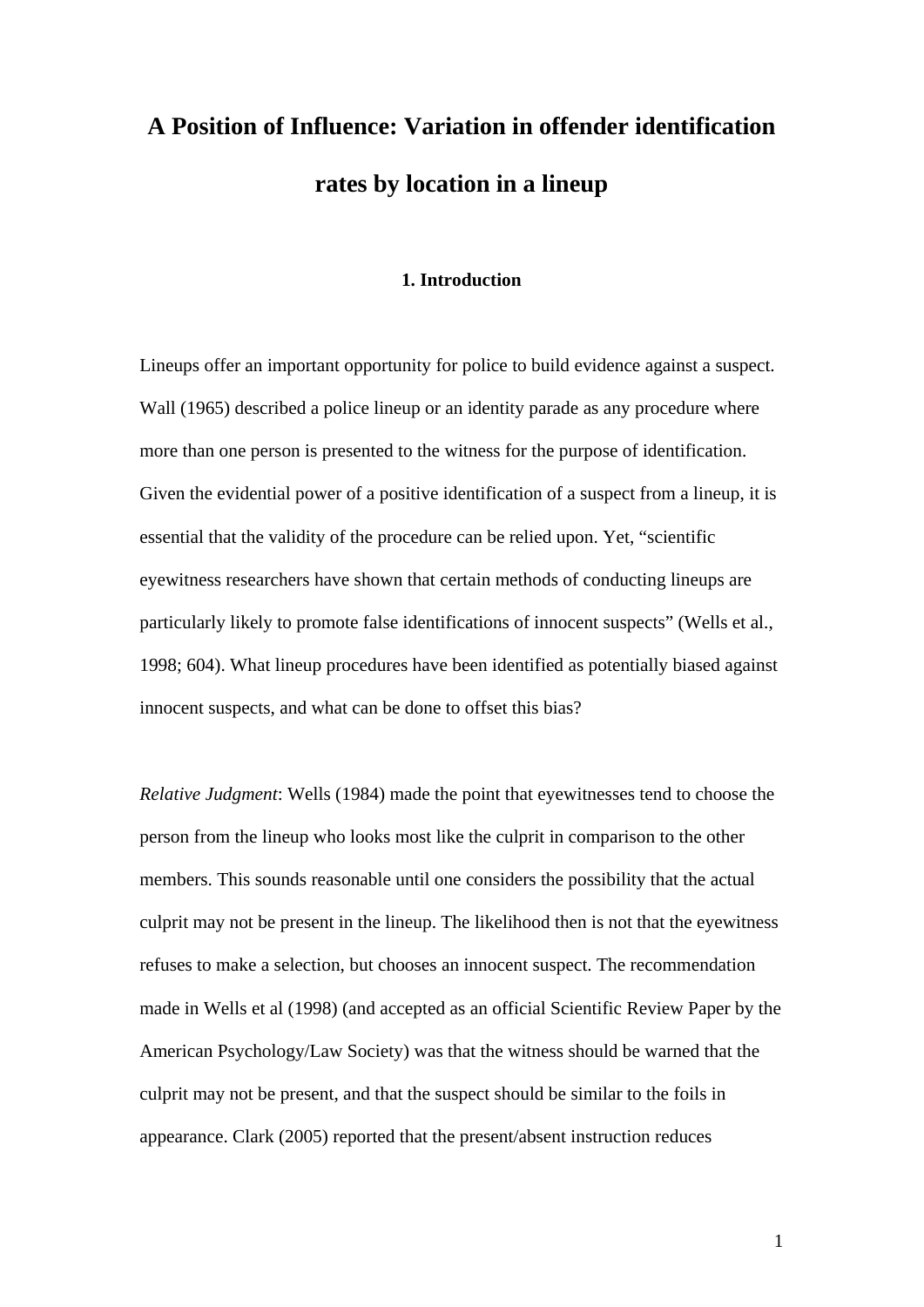# A Position of Influence: Variation in offender identification rates by location in a lineup

## 1. Introduction

Lineups offer an important opportunity for police to build evidence against a suspect. Wall (1965) described a police lineup or an identity parade as any procedure where more than one person is presented to the witness for the purpose of identification. Given the evidential power of a positive identification of a suspect from a lineup, it is essential that the validity of the procedure can be relied upon. Yet, "scientific eyewitness researchers have shown that certain methods of conducting lineups are particularly likely to promote false identifications of innocent suspects" (Wells et al., 1998; 604). What lineup procedures have been identified as potentially biased against innocent suspects, and what can be done to offset this bias?

*Relative Judgment*: Wells (1984) made the point that eyewitnesses tend to choose the person from the lineup who looks most like the culprit in comparison to the other members. This sounds reasonable until one considers the possibility that the actual culprit may not be present in the lineup. The likelihood then is not that the eyewitness refuses to make a selection, but chooses an innocent suspect. The recommendation made in Wells et al (1998) (and accepted as an official Scientific Review Paper by the American Psychology/Law Society) was that the witness should be warned that the culprit may not be present, and that the suspect should be similar to the foils in appearance. Clark (2005) reported that the present/absent instruction reduces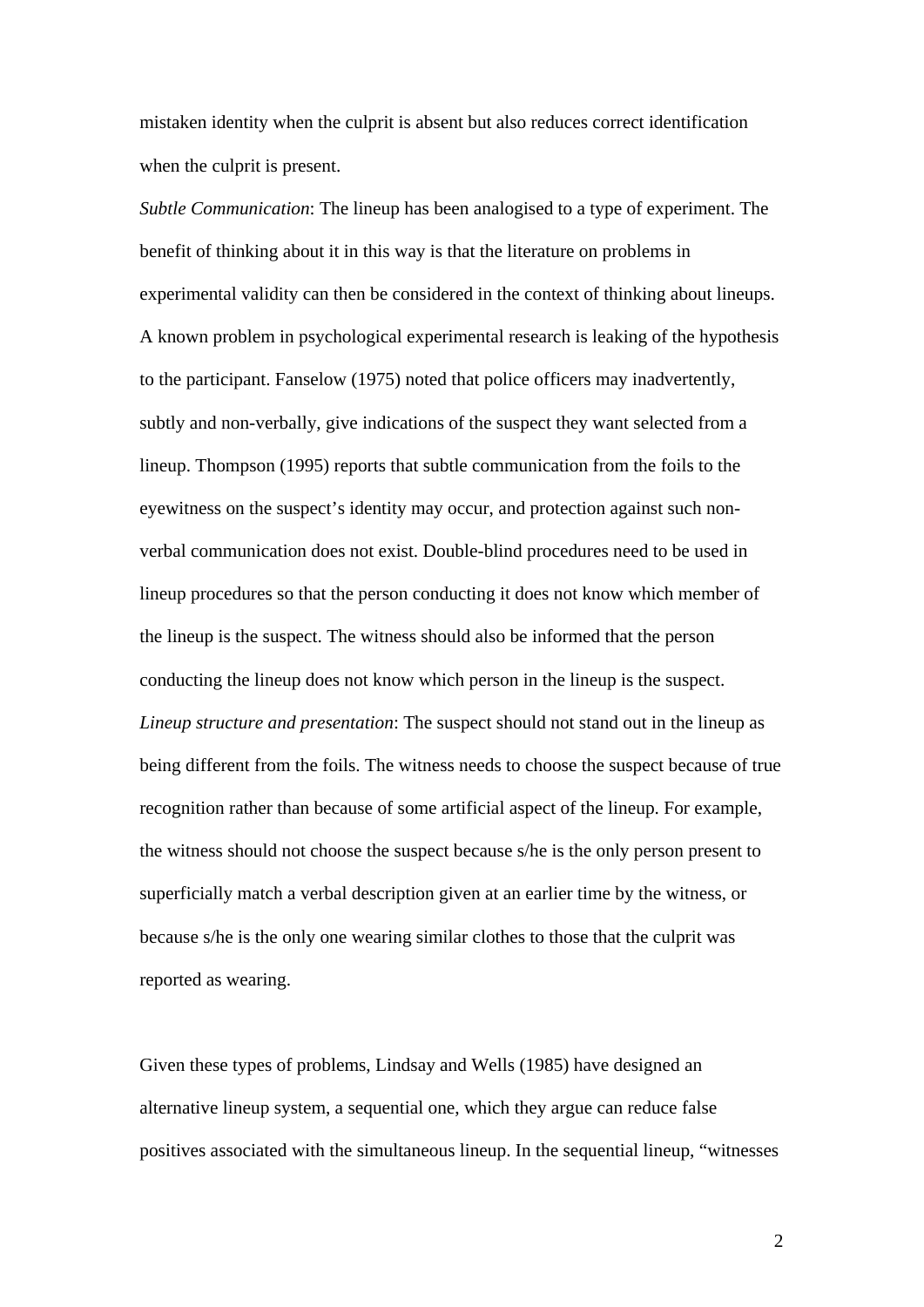mistaken identity when the culprit is absent but also reduces correct identification when the culprit is present.

*Subtle Communication*: The lineup has been analogised to a type of experiment. The benefit of thinking about it in this way is that the literature on problems in experimental validity can then be considered in the context of thinking about lineups. A known problem in psychological experimental research is leaking of the hypothesis to the participant. Fanselow (1975) noted that police officers may inadvertently, subtly and non-verbally, give indications of the suspect they want selected from a lineup. Thompson (1995) reports that subtle communication from the foils to the eyewitness on the suspect's identity may occur, and protection against such non-verbal communication does not exist. Double-blind procedures need to be used in lineup procedures so that the person conducting it does not know which member of the lineup is the suspect. The witness should also be informed that the person conducting the lineup does not know which person in the lineup is the suspect.

*Lineup structure and presentation*: The suspect should not stand out in the lineup as being different from the foils. The witness needs to choose the suspect because of true recognition rather than because of some artificial aspect of the lineup. For example, the witness should not choose the suspect because s/he is the only person present to superficially match a verbal description given at an earlier time by the witness, or because s/he is the only one wearing similar clothes to those that the culprit was reported as wearing.

Given these types of problems, Lindsay and Wells (1985) have designed an alternative lineup system, a sequential one, which they argue can reduce false positives associated with the simultaneous lineup. In the sequential lineup, "witnesses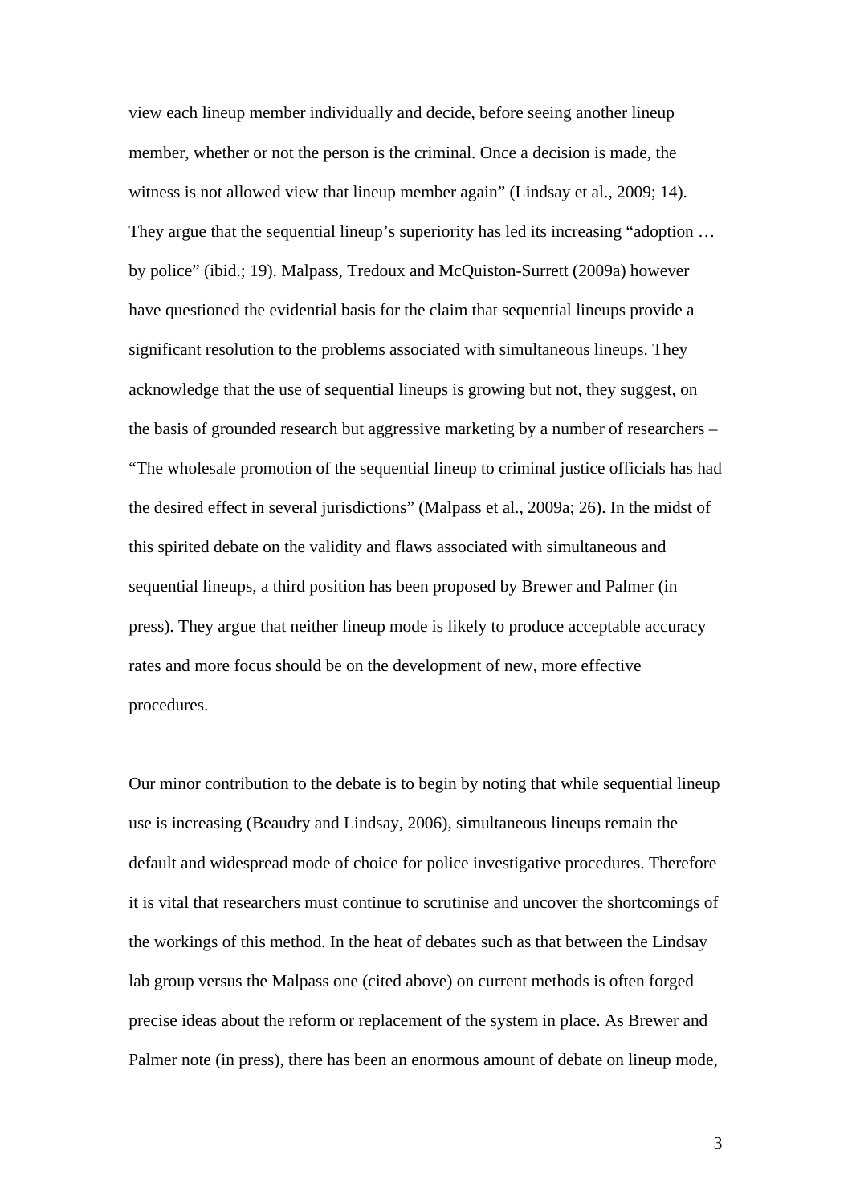view each lineup member individually and decide, before seeing another lineup member, whether or not the person is the criminal. Once a decision is made, the witness is not allowed view that lineup member again" (Lindsay et al., 2009; 14). They argue that the sequential lineup's superiority has led its increasing "adoption … by police" (ibid.; 19). Malpass, Tredoux and McQuiston-Surrett (2009a) however have questioned the evidential basis for the claim that sequential lineups provide a significant resolution to the problems associated with simultaneous lineups. They acknowledge that the use of sequential lineups is growing but not, they suggest, on the basis of grounded research but aggressive marketing by a number of researchers – "The wholesale promotion of the sequential lineup to criminal justice officials has had the desired effect in several jurisdictions" (Malpass et al., 2009a; 26). In the midst of this spirited debate on the validity and flaws associated with simultaneous and sequential lineups, a third position has been proposed by Brewer and Palmer (in press). They argue that neither lineup mode is likely to produce acceptable accuracy rates and more focus should be on the development of new, more effective procedures.

Our minor contribution to the debate is to begin by noting that while sequential lineup use is increasing (Beaudry and Lindsay, 2006), simultaneous lineups remain the default and widespread mode of choice for police investigative procedures. Therefore it is vital that researchers must continue to scrutinise and uncover the shortcomings of the workings of this method. In the heat of debates such as that between the Lindsay lab group versus the Malpass one (cited above) on current methods is often forged precise ideas about the reform or replacement of the system in place. As Brewer and Palmer note (in press), there has been an enormous amount of debate on lineup mode,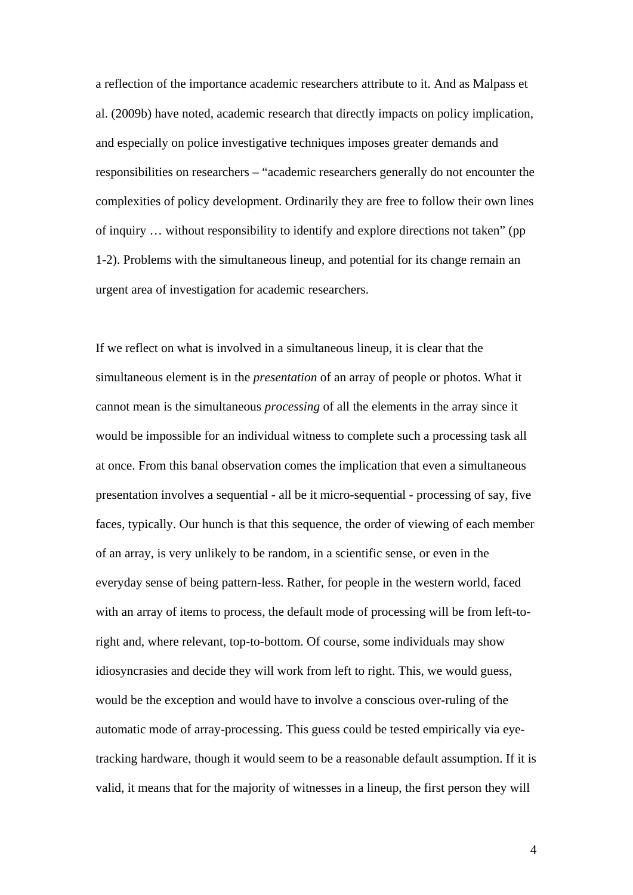a reflection of the importance academic researchers attribute to it. And as Malpass et al. (2009b) have noted, academic research that directly impacts on policy implication, and especially on police investigative techniques imposes greater demands and responsibilities on researchers – "academic researchers generally do not encounter the complexities of policy development. Ordinarily they are free to follow their own lines of inquiry … without responsibility to identify and explore directions not taken" (pp 1-2). Problems with the simultaneous lineup, and potential for its change remain an urgent area of investigation for academic researchers.

If we reflect on what is involved in a simultaneous lineup, it is clear that the simultaneous element is in the *presentation* of an array of people or photos. What it cannot mean is the simultaneous *processing* of all the elements in the array since it would be impossible for an individual witness to complete such a processing task all at once. From this banal observation comes the implication that even a simultaneous presentation involves a sequential - all be it micro-sequential - processing of say, five faces, typically. Our hunch is that this sequence, the order of viewing of each member of an array, is very unlikely to be random, in a scientific sense, or even in the everyday sense of being pattern-less. Rather, for people in the western world, faced with an array of items to process, the default mode of processing will be from left-to-right and, where relevant, top-to-bottom. Of course, some individuals may show idiosyncrasies and decide they will work from left to right. This, we would guess, would be the exception and would have to involve a conscious over-ruling of the automatic mode of array-processing. This guess could be tested empirically via eye-tracking hardware, though it would seem to be a reasonable default assumption. If it is valid, it means that for the majority of witnesses in a lineup, the first person they will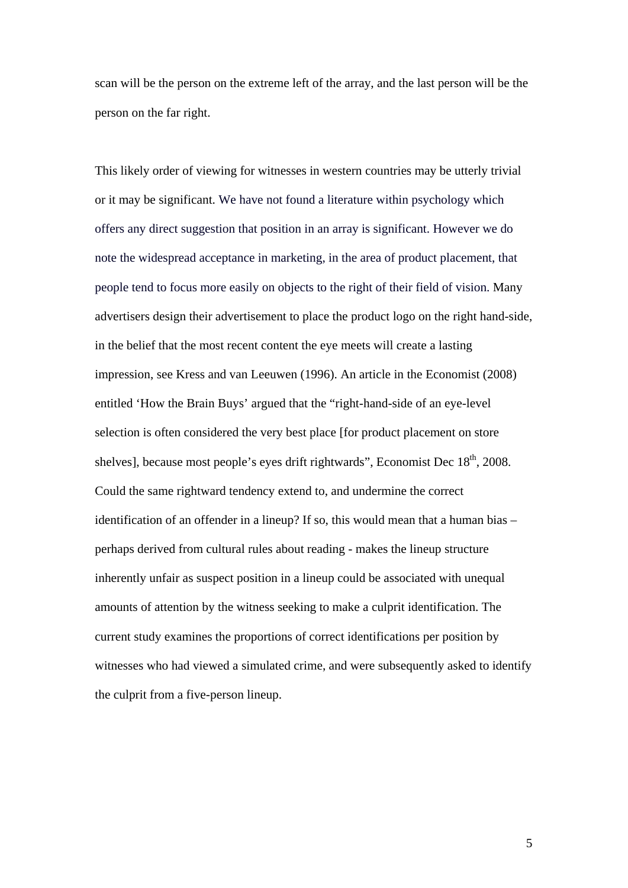scan will be the person on the extreme left of the array, and the last person will be the person on the far right.

This likely order of viewing for witnesses in western countries may be utterly trivial or it may be significant. We have not found a literature within psychology which offers any direct suggestion that position in an array is significant. However we do note the widespread acceptance in marketing, in the area of product placement, that people tend to focus more easily on objects to the right of their field of vision. Many advertisers design their advertisement to place the product logo on the right hand-side, in the belief that the most recent content the eye meets will create a lasting impression, see Kress and van Leeuwen (1996). An article in the Economist (2008) entitled 'How the Brain Buys' argued that the "right-hand-side of an eye-level selection is often considered the very best place [for product placement on store shelves], because most people's eyes drift rightwards", Economist Dec 18th, 2008. Could the same rightward tendency extend to, and undermine the correct identification of an offender in a lineup? If so, this would mean that a human bias – perhaps derived from cultural rules about reading - makes the lineup structure inherently unfair as suspect position in a lineup could be associated with unequal amounts of attention by the witness seeking to make a culprit identification. The current study examines the proportions of correct identifications per position by witnesses who had viewed a simulated crime, and were subsequently asked to identify the culprit from a five-person lineup.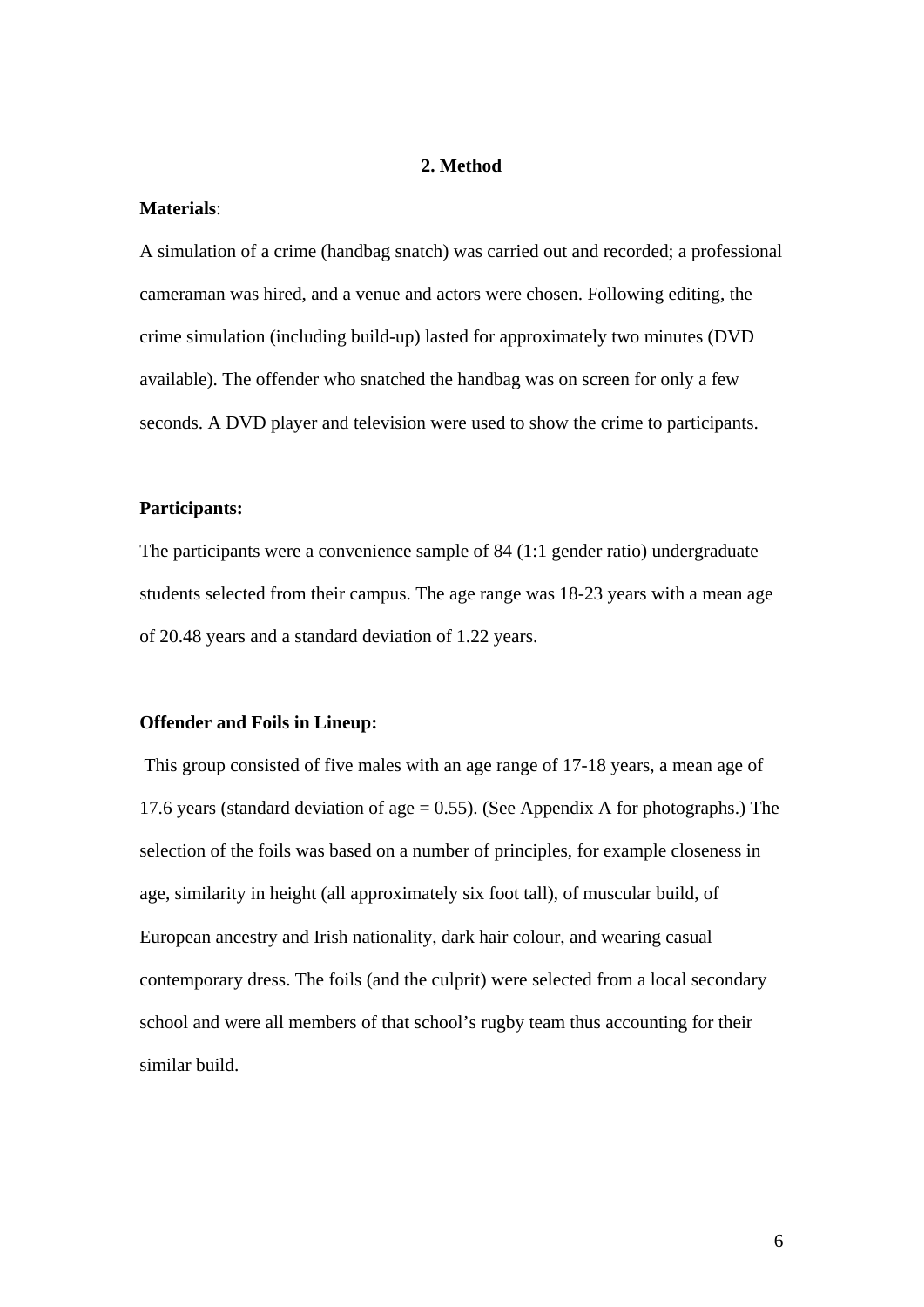## 2. Method

**Materials**:

A simulation of a crime (handbag snatch) was carried out and recorded; a professional cameraman was hired, and a venue and actors were chosen. Following editing, the crime simulation (including build-up) lasted for approximately two minutes (DVD available). The offender who snatched the handbag was on screen for only a few seconds. A DVD player and television were used to show the crime to participants.

**Participants:**

The participants were a convenience sample of 84 (1:1 gender ratio) undergraduate students selected from their campus. The age range was 18-23 years with a mean age of 20.48 years and a standard deviation of 1.22 years.

**Offender and Foils in Lineup:**

This group consisted of five males with an age range of 17-18 years, a mean age of 17.6 years (standard deviation of age = 0.55). (See Appendix A for photographs.) The selection of the foils was based on a number of principles, for example closeness in age, similarity in height (all approximately six foot tall), of muscular build, of European ancestry and Irish nationality, dark hair colour, and wearing casual contemporary dress. The foils (and the culprit) were selected from a local secondary school and were all members of that school's rugby team thus accounting for their similar build.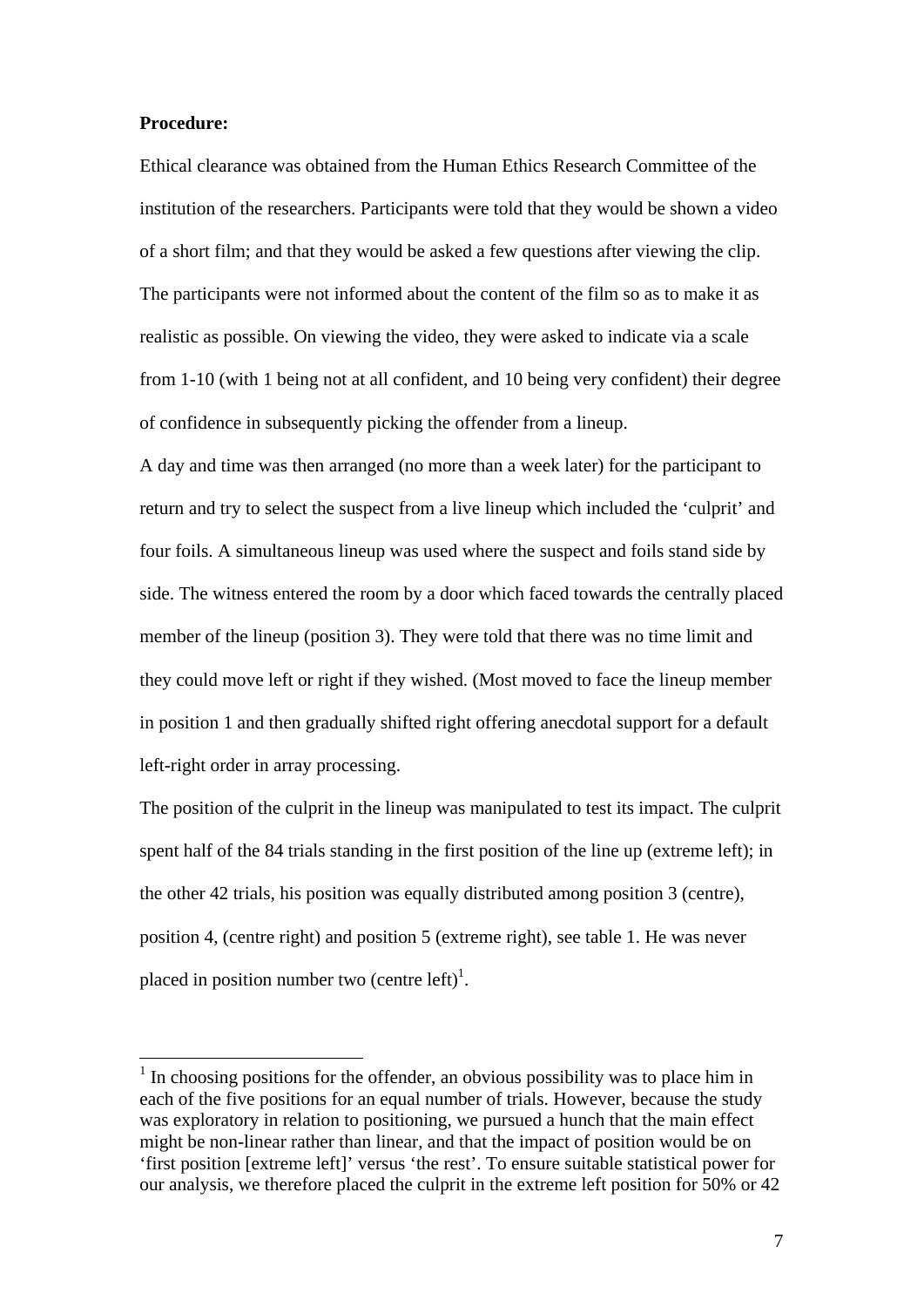**Procedure:**

Ethical clearance was obtained from the Human Ethics Research Committee of the institution of the researchers. Participants were told that they would be shown a video of a short film; and that they would be asked a few questions after viewing the clip. The participants were not informed about the content of the film so as to make it as realistic as possible. On viewing the video, they were asked to indicate via a scale from 1-10 (with 1 being not at all confident, and 10 being very confident) their degree of confidence in subsequently picking the offender from a lineup.

A day and time was then arranged (no more than a week later) for the participant to return and try to select the suspect from a live lineup which included the 'culprit' and four foils. A simultaneous lineup was used where the suspect and foils stand side by side. The witness entered the room by a door which faced towards the centrally placed member of the lineup (position 3). They were told that there was no time limit and they could move left or right if they wished. (Most moved to face the lineup member in position 1 and then gradually shifted right offering anecdotal support for a default left-right order in array processing.

The position of the culprit in the lineup was manipulated to test its impact. The culprit spent half of the 84 trials standing in the first position of the line up (extreme left); in the other 42 trials, his position was equally distributed among position 3 (centre), position 4, (centre right) and position 5 (extreme right), see table 1. He was never placed in position number two (centre left)[1].

[1] In choosing positions for the offender, an obvious possibility was to place him in each of the five positions for an equal number of trials. However, because the study was exploratory in relation to positioning, we pursued a hunch that the main effect might be non-linear rather than linear, and that the impact of position would be on 'first position [extreme left]' versus 'the rest'. To ensure suitable statistical power for our analysis, we therefore placed the culprit in the extreme left position for 50% or 42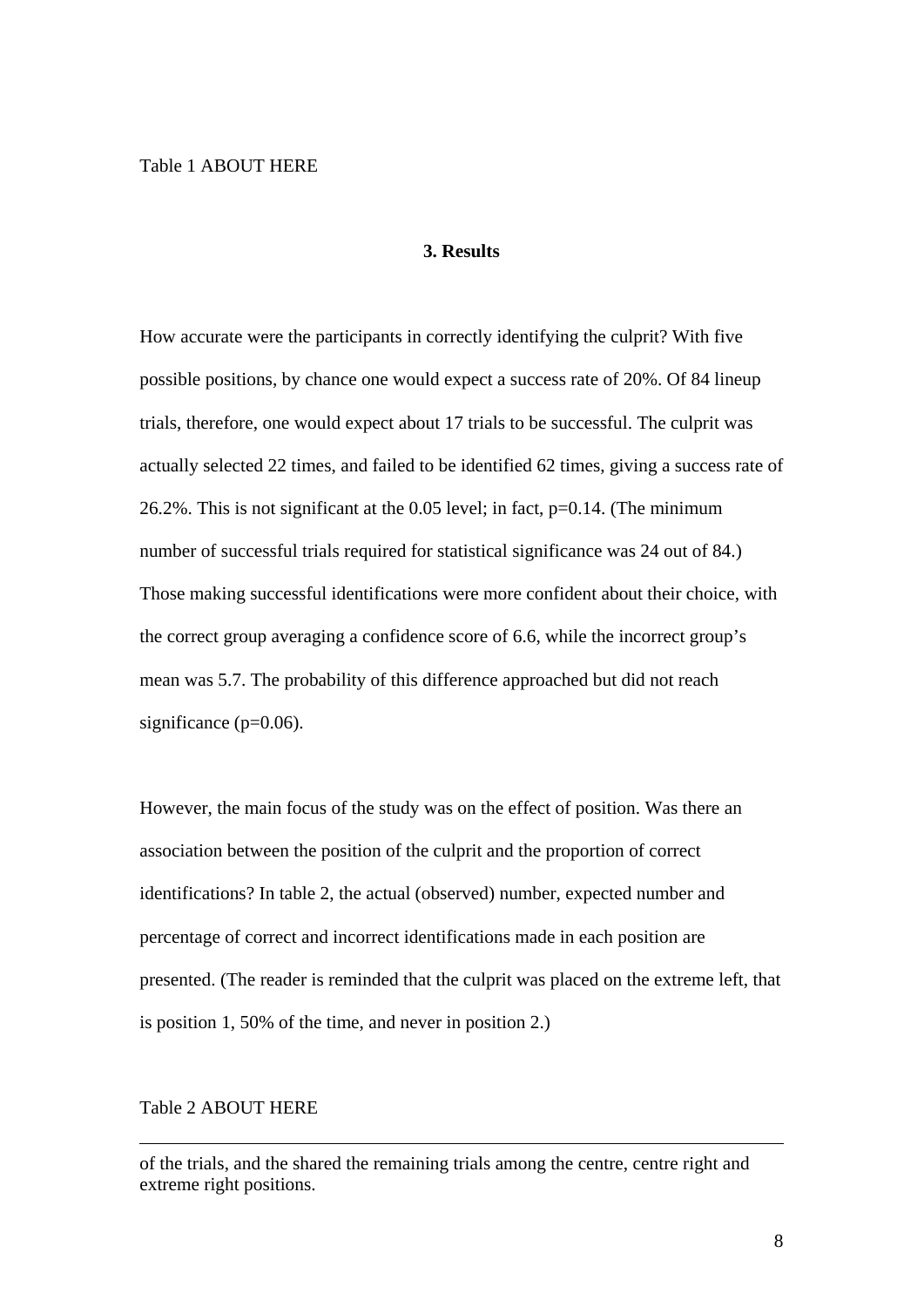Table 1 ABOUT HERE

## 3. Results

How accurate were the participants in correctly identifying the culprit? With five possible positions, by chance one would expect a success rate of 20%. Of 84 lineup trials, therefore, one would expect about 17 trials to be successful. The culprit was actually selected 22 times, and failed to be identified 62 times, giving a success rate of 26.2%. This is not significant at the 0.05 level; in fact, $p=0.14$. (The minimum number of successful trials required for statistical significance was 24 out of 84.) Those making successful identifications were more confident about their choice, with the correct group averaging a confidence score of 6.6, while the incorrect group's mean was 5.7. The probability of this difference approached but did not reach significance ($p=0.06$).

However, the main focus of the study was on the effect of position. Was there an association between the position of the culprit and the proportion of correct identifications? In table 2, the actual (observed) number, expected number and percentage of correct and incorrect identifications made in each position are presented. (The reader is reminded that the culprit was placed on the extreme left, that is position 1, 50% of the time, and never in position 2.)

Table 2 ABOUT HERE

---

of the trials, and the shared the remaining trials among the centre, centre right and extreme right positions.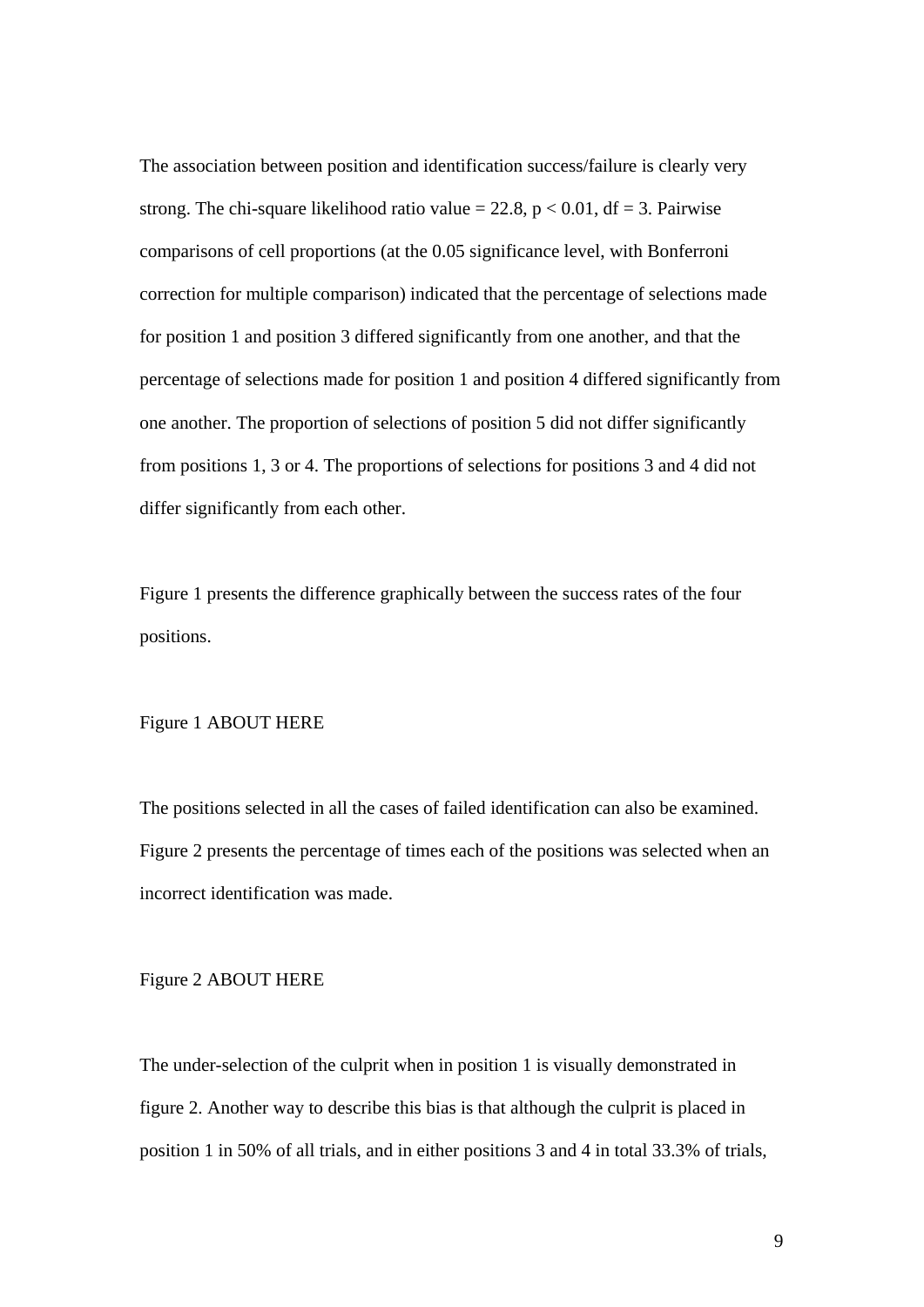The association between position and identification success/failure is clearly very strong. The chi-square likelihood ratio value = 22.8, $p < 0.01$, df = 3. Pairwise comparisons of cell proportions (at the 0.05 significance level, with Bonferroni correction for multiple comparison) indicated that the percentage of selections made for position 1 and position 3 differed significantly from one another, and that the percentage of selections made for position 1 and position 4 differed significantly from one another. The proportion of selections of position 5 did not differ significantly from positions 1, 3 or 4. The proportions of selections for positions 3 and 4 did not differ significantly from each other.

Figure 1 presents the difference graphically between the success rates of the four positions.

Figure 1 ABOUT HERE

The positions selected in all the cases of failed identification can also be examined. Figure 2 presents the percentage of times each of the positions was selected when an incorrect identification was made.

Figure 2 ABOUT HERE

The under-selection of the culprit when in position 1 is visually demonstrated in figure 2. Another way to describe this bias is that although the culprit is placed in position 1 in 50% of all trials, and in either positions 3 and 4 in total 33.3% of trials,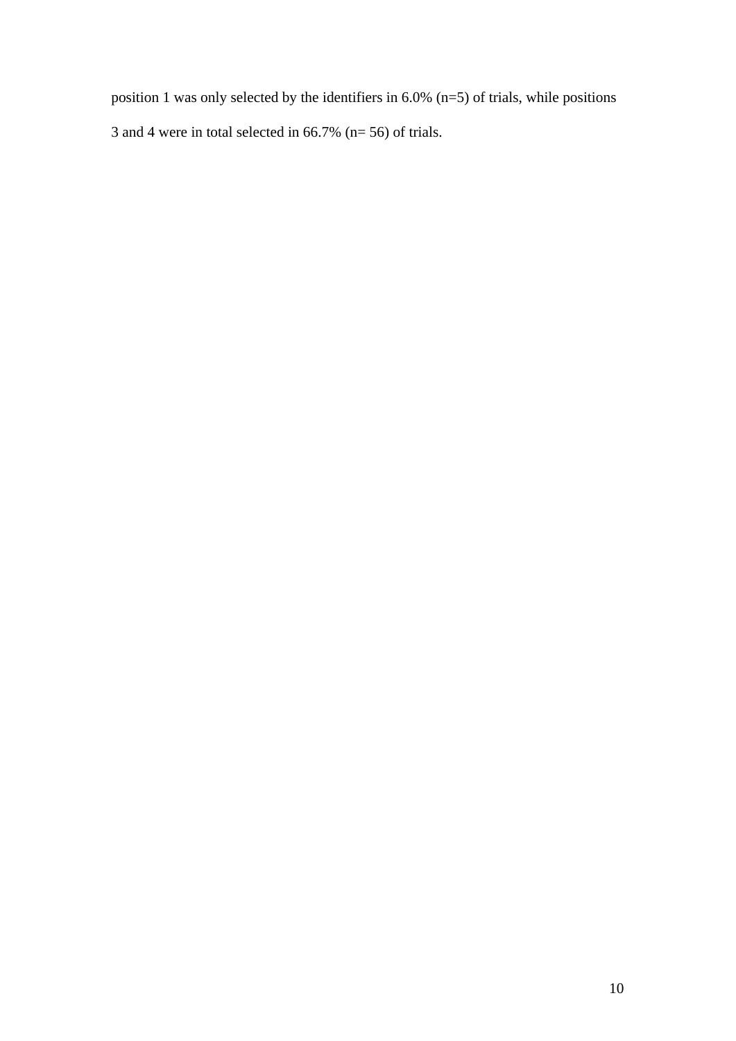position 1 was only selected by the identifiers in 6.0% (n=5) of trials, while positions 3 and 4 were in total selected in 66.7% (n= 56) of trials.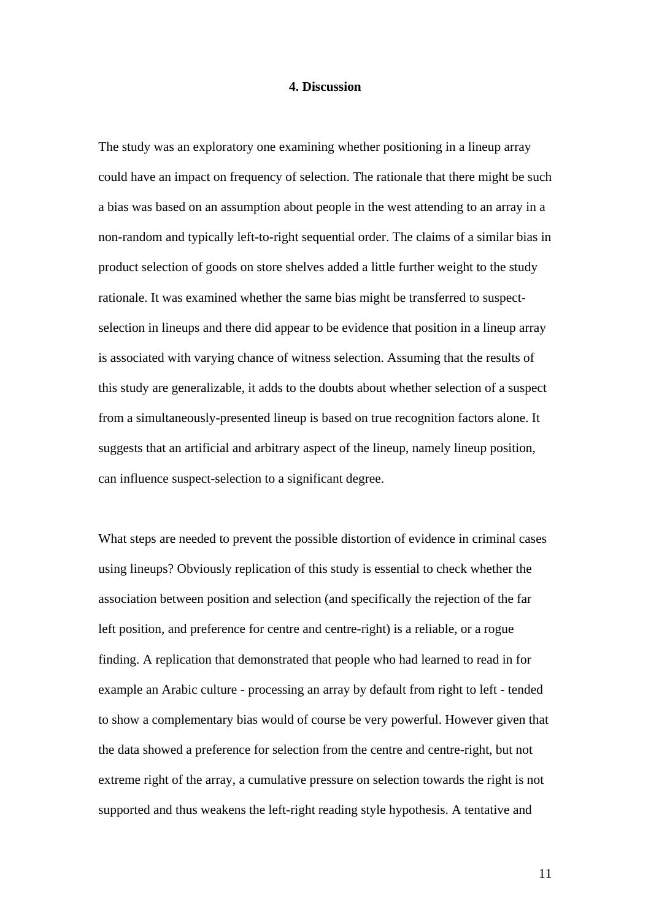## 4. Discussion

The study was an exploratory one examining whether positioning in a lineup array could have an impact on frequency of selection. The rationale that there might be such a bias was based on an assumption about people in the west attending to an array in a non-random and typically left-to-right sequential order. The claims of a similar bias in product selection of goods on store shelves added a little further weight to the study rationale. It was examined whether the same bias might be transferred to suspect-selection in lineups and there did appear to be evidence that position in a lineup array is associated with varying chance of witness selection. Assuming that the results of this study are generalizable, it adds to the doubts about whether selection of a suspect from a simultaneously-presented lineup is based on true recognition factors alone. It suggests that an artificial and arbitrary aspect of the lineup, namely lineup position, can influence suspect-selection to a significant degree.

What steps are needed to prevent the possible distortion of evidence in criminal cases using lineups? Obviously replication of this study is essential to check whether the association between position and selection (and specifically the rejection of the far left position, and preference for centre and centre-right) is a reliable, or a rogue finding. A replication that demonstrated that people who had learned to read in for example an Arabic culture - processing an array by default from right to left - tended to show a complementary bias would of course be very powerful. However given that the data showed a preference for selection from the centre and centre-right, but not extreme right of the array, a cumulative pressure on selection towards the right is not supported and thus weakens the left-right reading style hypothesis. A tentative and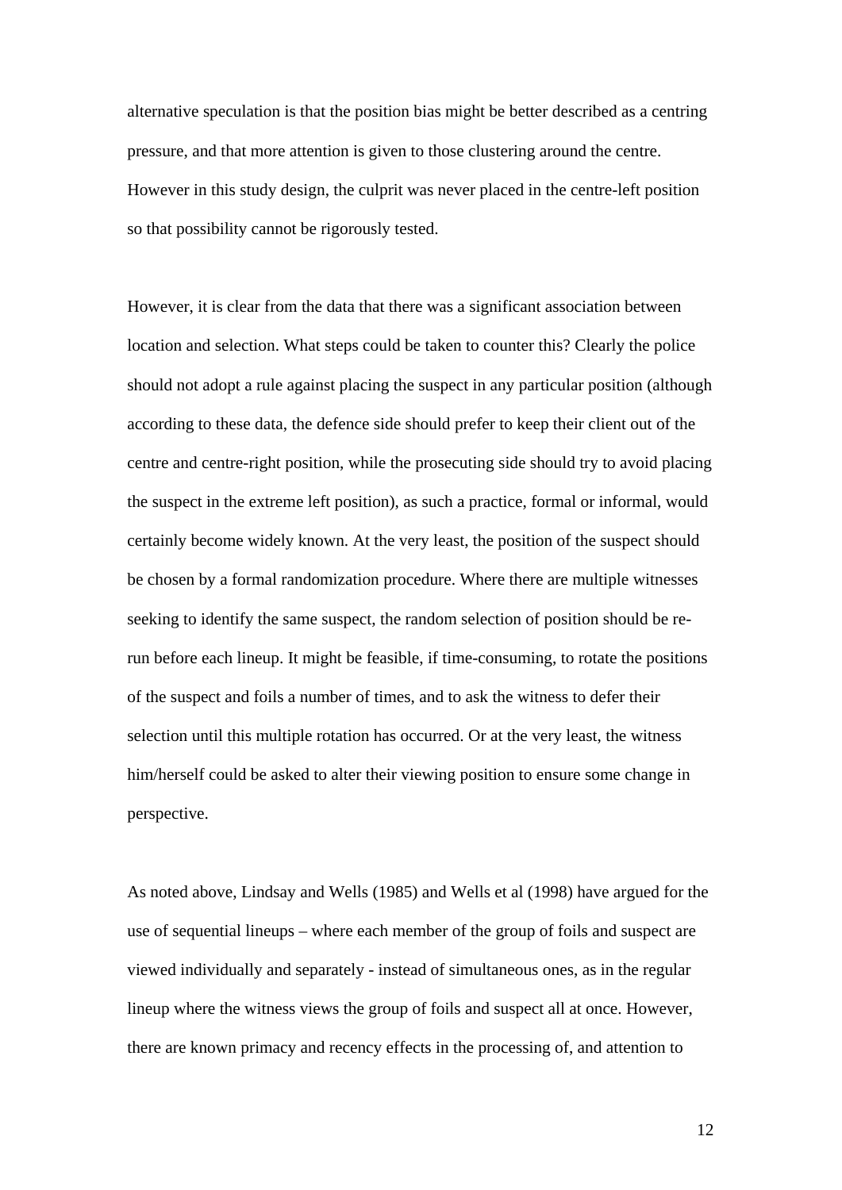alternative speculation is that the position bias might be better described as a centring pressure, and that more attention is given to those clustering around the centre. However in this study design, the culprit was never placed in the centre-left position so that possibility cannot be rigorously tested.

However, it is clear from the data that there was a significant association between location and selection. What steps could be taken to counter this? Clearly the police should not adopt a rule against placing the suspect in any particular position (although according to these data, the defence side should prefer to keep their client out of the centre and centre-right position, while the prosecuting side should try to avoid placing the suspect in the extreme left position), as such a practice, formal or informal, would certainly become widely known. At the very least, the position of the suspect should be chosen by a formal randomization procedure. Where there are multiple witnesses seeking to identify the same suspect, the random selection of position should be re-run before each lineup. It might be feasible, if time-consuming, to rotate the positions of the suspect and foils a number of times, and to ask the witness to defer their selection until this multiple rotation has occurred. Or at the very least, the witness him/herself could be asked to alter their viewing position to ensure some change in perspective.

As noted above, Lindsay and Wells (1985) and Wells et al (1998) have argued for the use of sequential lineups – where each member of the group of foils and suspect are viewed individually and separately - instead of simultaneous ones, as in the regular lineup where the witness views the group of foils and suspect all at once. However, there are known primacy and recency effects in the processing of, and attention to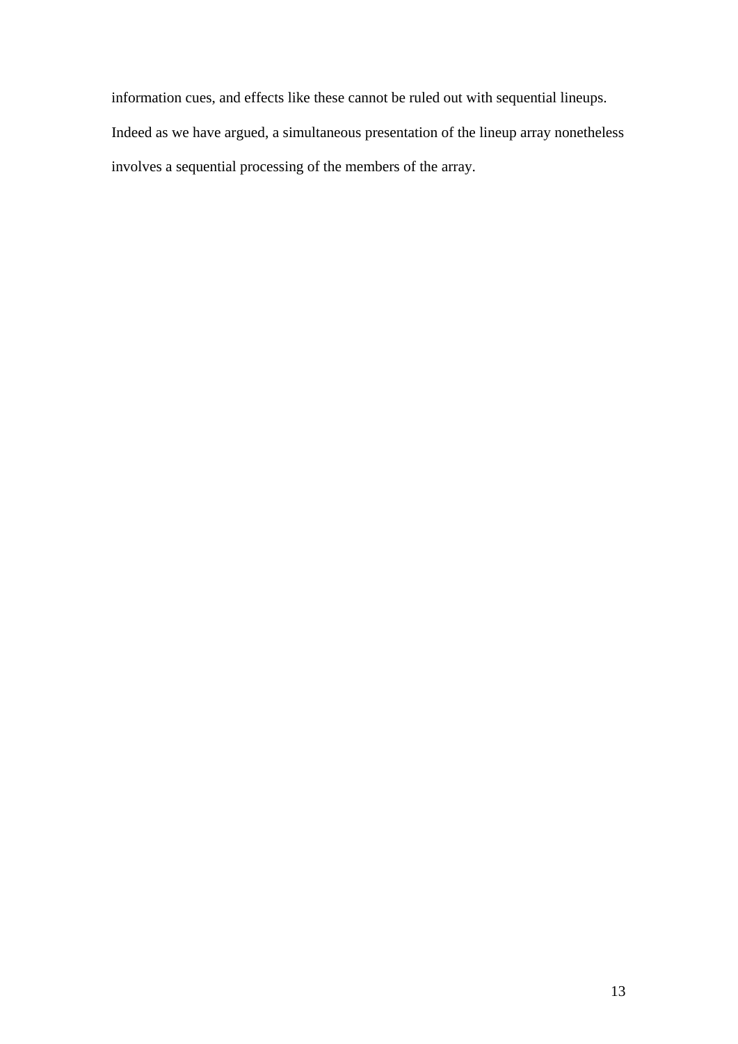information cues, and effects like these cannot be ruled out with sequential lineups. Indeed as we have argued, a simultaneous presentation of the lineup array nonetheless involves a sequential processing of the members of the array.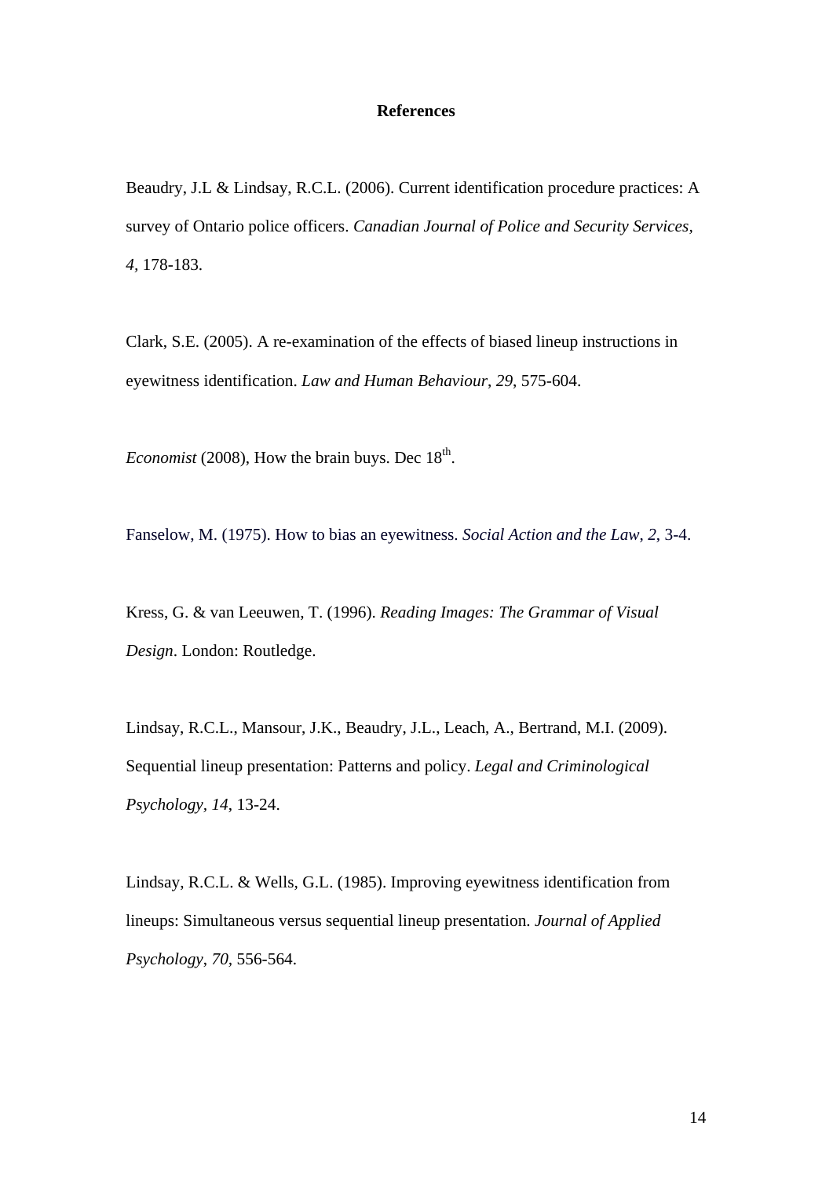# References

Beaudry, J.L & Lindsay, R.C.L. (2006). Current identification procedure practices: A survey of Ontario police officers. *Canadian Journal of Police and Security Services*, *4*, 178-183.

Clark, S.E. (2005). A re-examination of the effects of biased lineup instructions in eyewitness identification. *Law and Human Behaviour*, *29*, 575-604.

*Economist* (2008), How the brain buys. Dec 18th.

Fanselow, M. (1975). How to bias an eyewitness. *Social Action and the Law*, *2*, 3-4.

Kress, G. & van Leeuwen, T. (1996). *Reading Images: The Grammar of Visual Design*. London: Routledge.

Lindsay, R.C.L., Mansour, J.K., Beaudry, J.L., Leach, A., Bertrand, M.I. (2009). Sequential lineup presentation: Patterns and policy. *Legal and Criminological Psychology*, *14*, 13-24.

Lindsay, R.C.L. & Wells, G.L. (1985). Improving eyewitness identification from lineups: Simultaneous versus sequential lineup presentation. *Journal of Applied Psychology*, *70*, 556-564.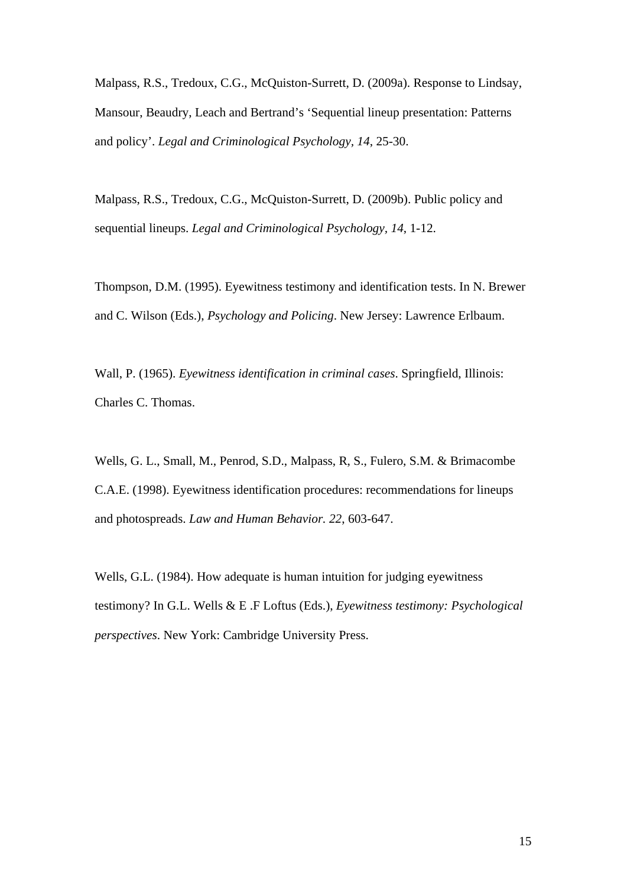Malpass, R.S., Tredoux, C.G., McQuiston-Surrett, D. (2009a). Response to Lindsay, Mansour, Beaudry, Leach and Bertrand's 'Sequential lineup presentation: Patterns and policy'. *Legal and Criminological Psychology, 14*, 25-30.

Malpass, R.S., Tredoux, C.G., McQuiston-Surrett, D. (2009b). Public policy and sequential lineups. *Legal and Criminological Psychology, 14*, 1-12.

Thompson, D.M. (1995). Eyewitness testimony and identification tests. In N. Brewer and C. Wilson (Eds.), *Psychology and Policing*. New Jersey: Lawrence Erlbaum.

Wall, P. (1965). *Eyewitness identification in criminal cases*. Springfield, Illinois: Charles C. Thomas.

Wells, G. L., Small, M., Penrod, S.D., Malpass, R, S., Fulero, S.M. & Brimacombe C.A.E. (1998). Eyewitness identification procedures: recommendations for lineups and photospreads. *Law and Human Behavior. 22*, 603-647.

Wells, G.L. (1984). How adequate is human intuition for judging eyewitness testimony? In G.L. Wells & E .F Loftus (Eds.), *Eyewitness testimony: Psychological perspectives*. New York: Cambridge University Press.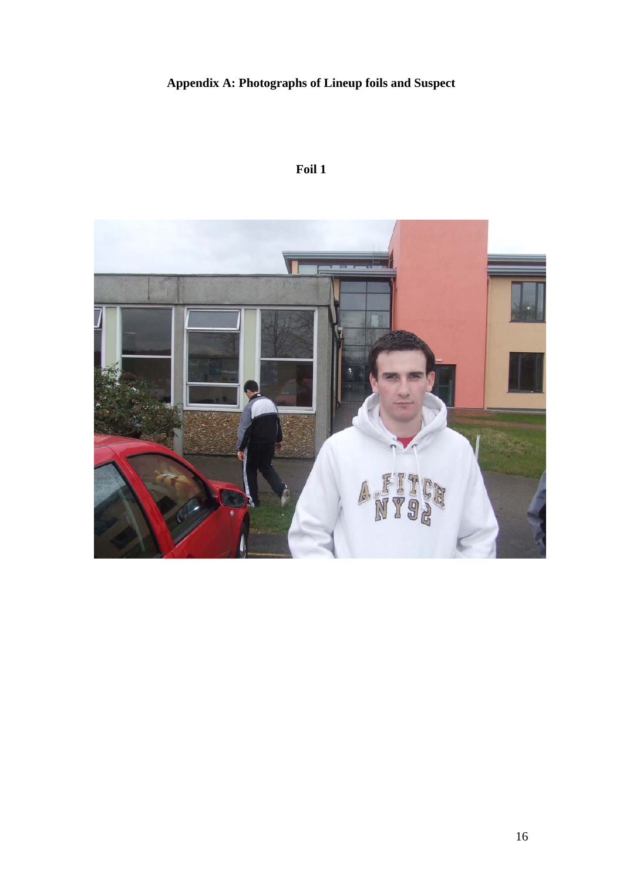# Appendix A: Photographs of Lineup foils and Suspect

**Foil 1**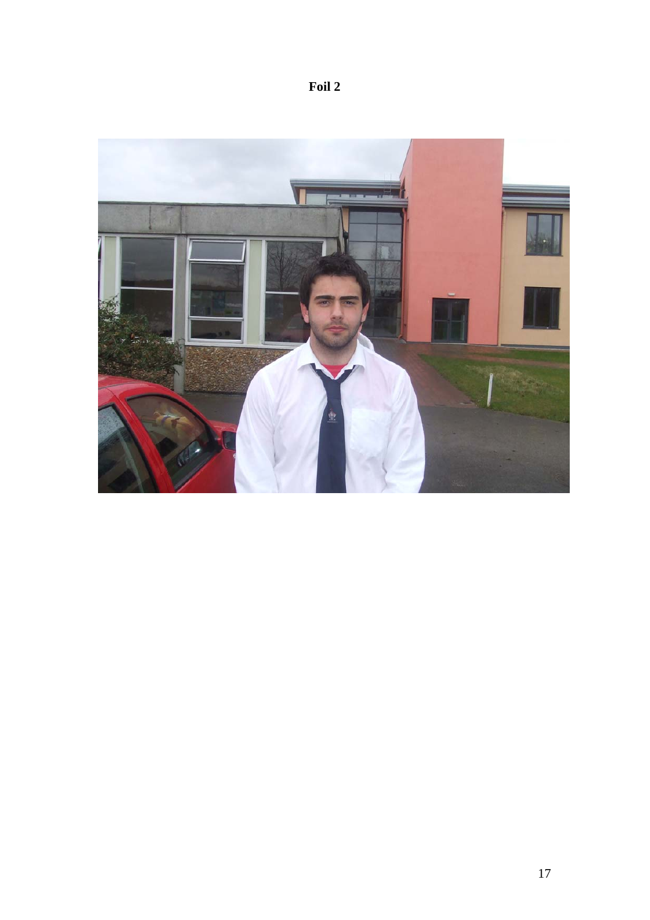**Foil 2**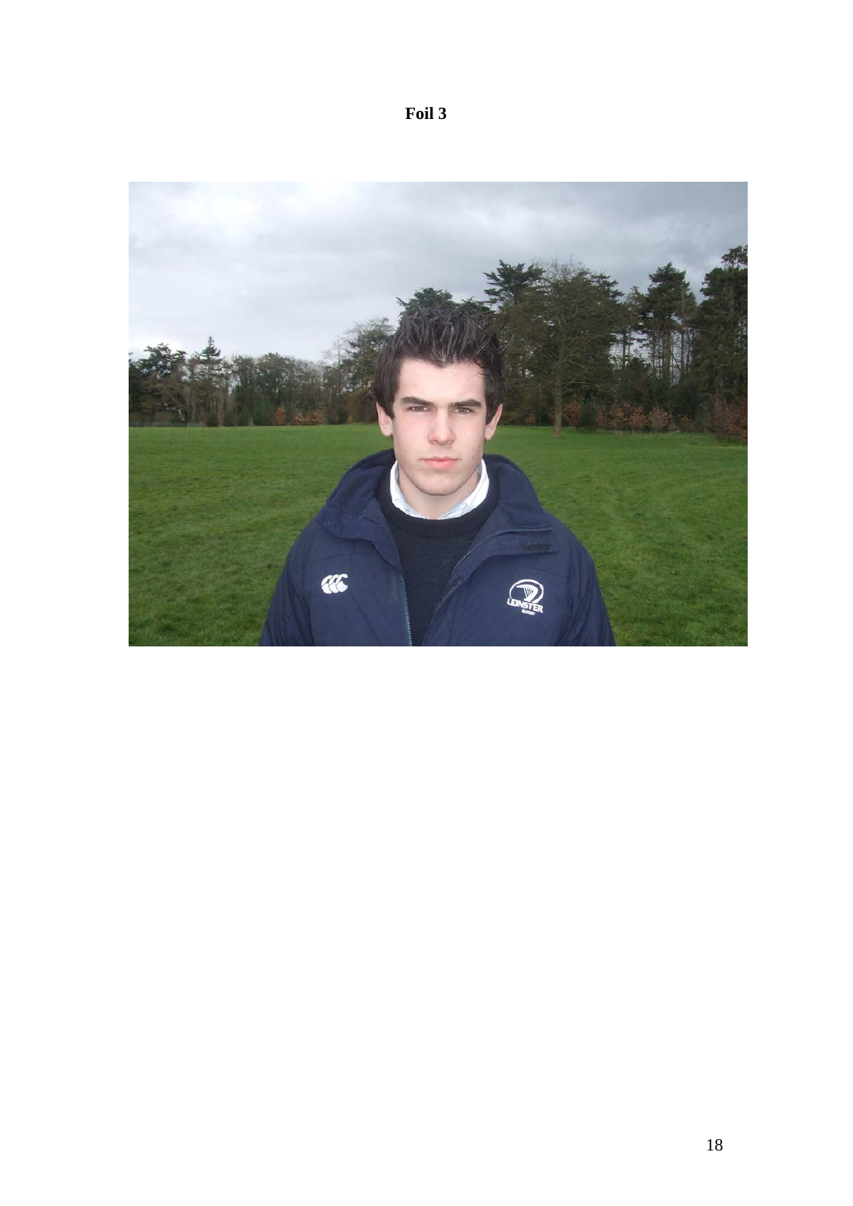**Foil 3**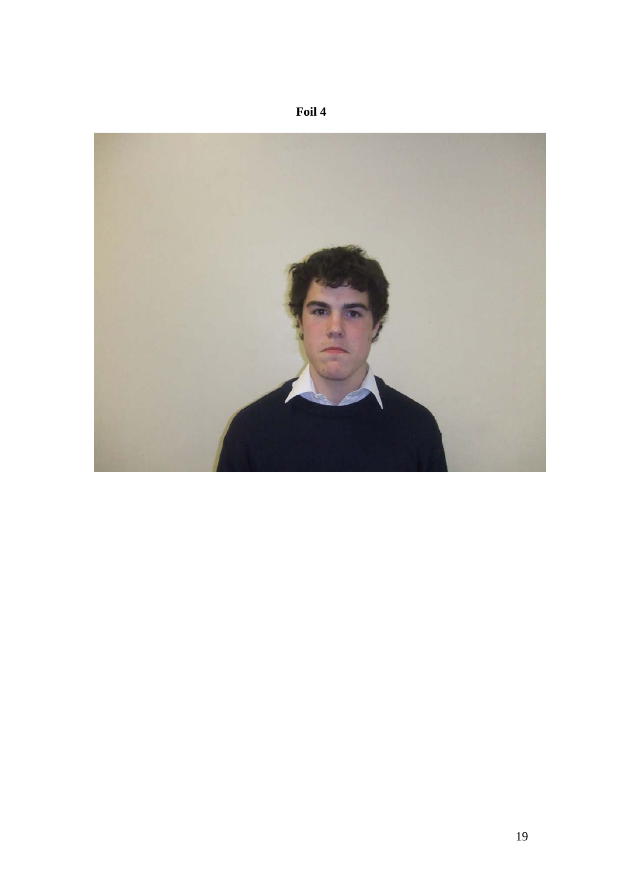**Foil 4**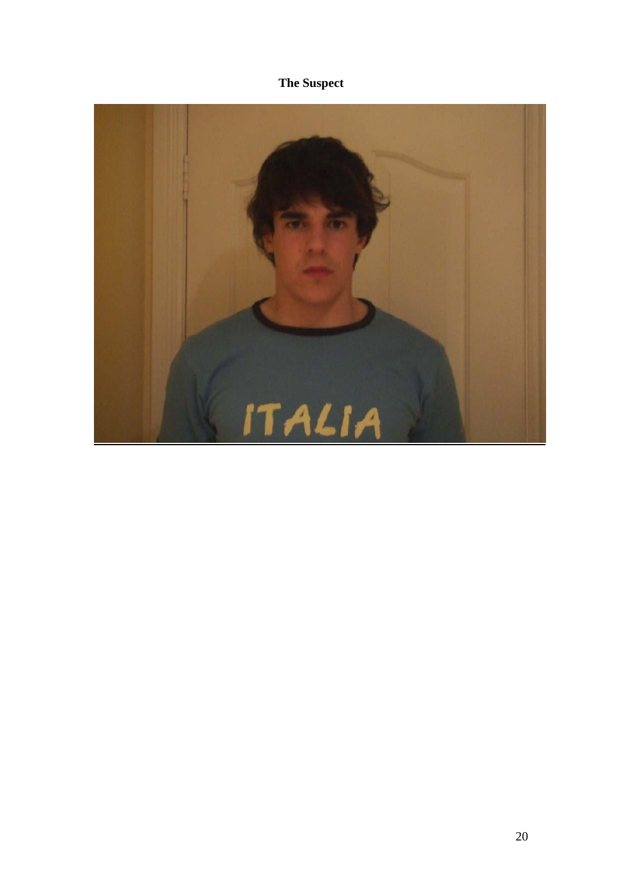**The Suspect**